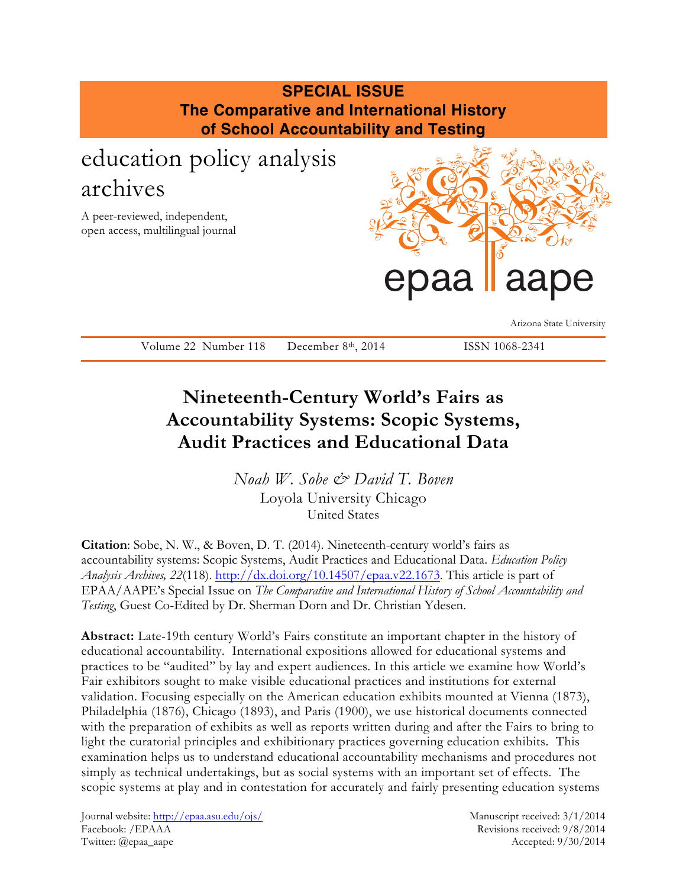**SPECIAL ISSUE**
**The Comparative and International History of School Accountability and Testing**

education policy analysis archives

A peer-reviewed, independent, open access, multilingual journal

epaa aape

Arizona State University

Volume 22 Number 118 December 8th, 2014 ISSN 1068-2341

# Nineteenth-Century World's Fairs as Accountability Systems: Scopic Systems, Audit Practices and Educational Data

*Noah W. Sobe & David T. Boven*
Loyola University Chicago
United States

**Citation**: Sobe, N. W., & Boven, D. T. (2014). Nineteenth-century world's fairs as accountability systems: Scopic Systems, Audit Practices and Educational Data. *Education Policy Analysis Archives, 22*(118). http://dx.doi.org/10.14507/epaa.v22.1673. This article is part of EPAA/AAPE's Special Issue on *The Comparative and International History of School Accountability and Testing*, Guest Co-Edited by Dr. Sherman Dorn and Dr. Christian Ydesen.

**Abstract:** Late-19th century World's Fairs constitute an important chapter in the history of educational accountability. International expositions allowed for educational systems and practices to be "audited" by lay and expert audiences. In this article we examine how World's Fair exhibitors sought to make visible educational practices and institutions for external validation. Focusing especially on the American education exhibits mounted at Vienna (1873), Philadelphia (1876), Chicago (1893), and Paris (1900), we use historical documents connected with the preparation of exhibits as well as reports written during and after the Fairs to bring to light the curatorial principles and exhibitionary practices governing education exhibits. This examination helps us to understand educational accountability mechanisms and procedures not simply as technical undertakings, but as social systems with an important set of effects. The scopic systems at play and in contestation for accurately and fairly presenting education systems

Journal website: http://epaa.asu.edu/ojs/
Facebook: /EPAAA
Twitter: @epaa_aape

Manuscript received: 3/1/2014
Revisions received: 9/8/2014
Accepted: 9/30/2014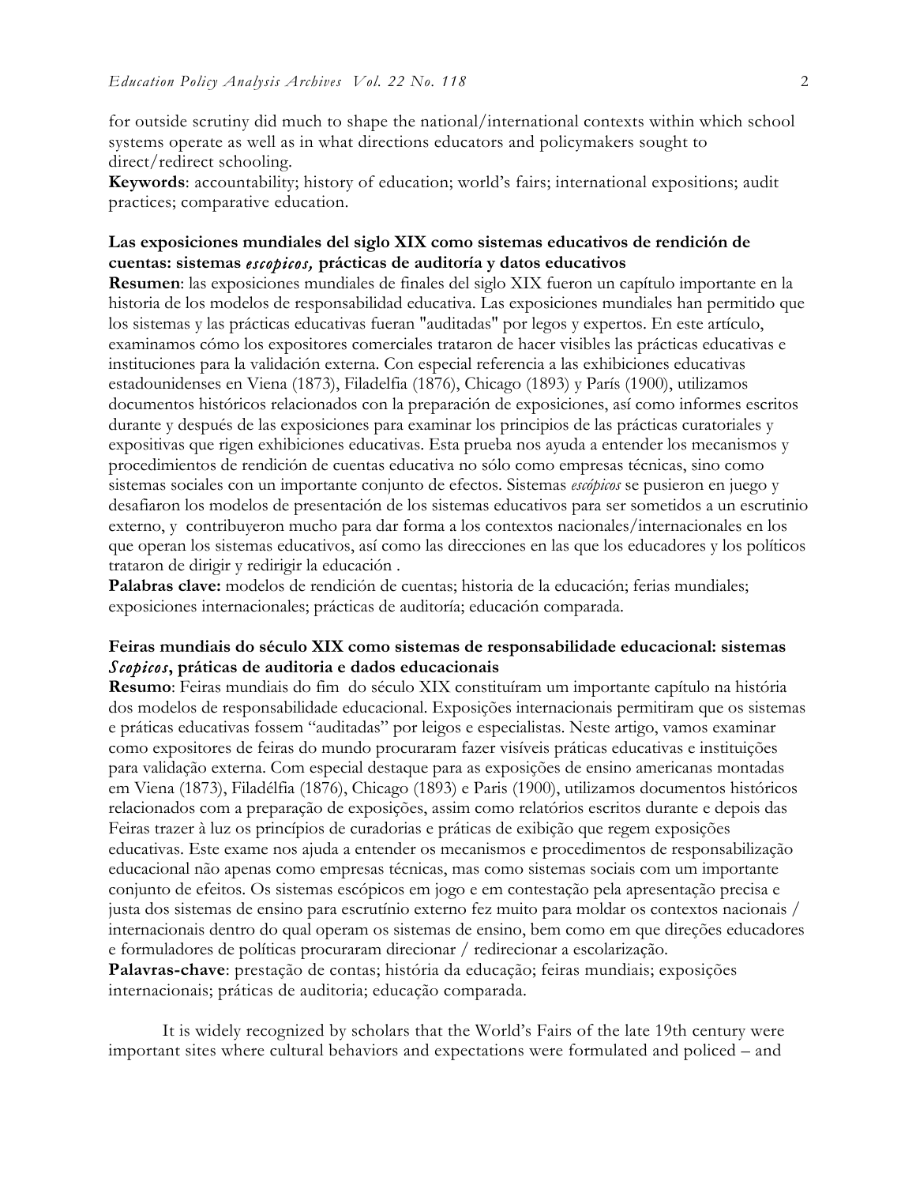for outside scrutiny did much to shape the national/international contexts within which school systems operate as well as in what directions educators and policymakers sought to direct/redirect schooling.

**Keywords**: accountability; history of education; world's fairs; international expositions; audit practices; comparative education.

**Las exposiciones mundiales del siglo XIX como sistemas educativos de rendición de cuentas: sistemas *escopicos,* prácticas de auditoría y datos educativos**

**Resumen**: las exposiciones mundiales de finales del siglo XIX fueron un capítulo importante en la historia de los modelos de responsabilidad educativa. Las exposiciones mundiales han permitido que los sistemas y las prácticas educativas fueran "auditadas" por legos y expertos. En este artículo, examinamos cómo los expositores comerciales trataron de hacer visibles las prácticas educativas e instituciones para la validación externa. Con especial referencia a las exhibiciones educativas estadounidenses en Viena (1873), Filadelfia (1876), Chicago (1893) y París (1900), utilizamos documentos históricos relacionados con la preparación de exposiciones, así como informes escritos durante y después de las exposiciones para examinar los principios de las prácticas curatoriales y expositivas que rigen exhibiciones educativas. Esta prueba nos ayuda a entender los mecanismos y procedimientos de rendición de cuentas educativa no sólo como empresas técnicas, sino como sistemas sociales con un importante conjunto de efectos. Sistemas *escópicos* se pusieron en juego y desafiaron los modelos de presentación de los sistemas educativos para ser sometidos a un escrutinio externo, y contribuyeron mucho para dar forma a los contextos nacionales/internacionales en los que operan los sistemas educativos, así como las direcciones en las que los educadores y los políticos trataron de dirigir y redirigir la educación .

**Palabras clave:** modelos de rendición de cuentas; historia de la educación; ferias mundiales; exposiciones internacionales; prácticas de auditoría; educación comparada.

**Feiras mundiais do século XIX como sistemas de responsabilidade educacional: sistemas *Scopicos*, práticas de auditoria e dados educacionais**

**Resumo**: Feiras mundiais do fim do século XIX constituíram um importante capítulo na história dos modelos de responsabilidade educacional. Exposições internacionais permitiram que os sistemas e práticas educativas fossem "auditadas" por leigos e especialistas. Neste artigo, vamos examinar como expositores de feiras do mundo procuraram fazer visíveis práticas educativas e instituições para validação externa. Com especial destaque para as exposições de ensino americanas montadas em Viena (1873), Filadélfia (1876), Chicago (1893) e Paris (1900), utilizamos documentos históricos relacionados com a preparação de exposições, assim como relatórios escritos durante e depois das Feiras trazer à luz os princípios de curadorias e práticas de exibição que regem exposições educativas. Este exame nos ajuda a entender os mecanismos e procedimentos de responsabilização educacional não apenas como empresas técnicas, mas como sistemas sociais com um importante conjunto de efeitos. Os sistemas escópicos em jogo e em contestação pela apresentação precisa e justa dos sistemas de ensino para escrutínio externo fez muito para moldar os contextos nacionais / internacionais dentro do qual operam os sistemas de ensino, bem como em que direções educadores e formuladores de políticas procuraram direcionar / redirecionar a escolarização.

**Palavras-chave**: prestação de contas; história da educação; feiras mundiais; exposições internacionais; práticas de auditoria; educação comparada.

It is widely recognized by scholars that the World's Fairs of the late 19th century were important sites where cultural behaviors and expectations were formulated and policed – and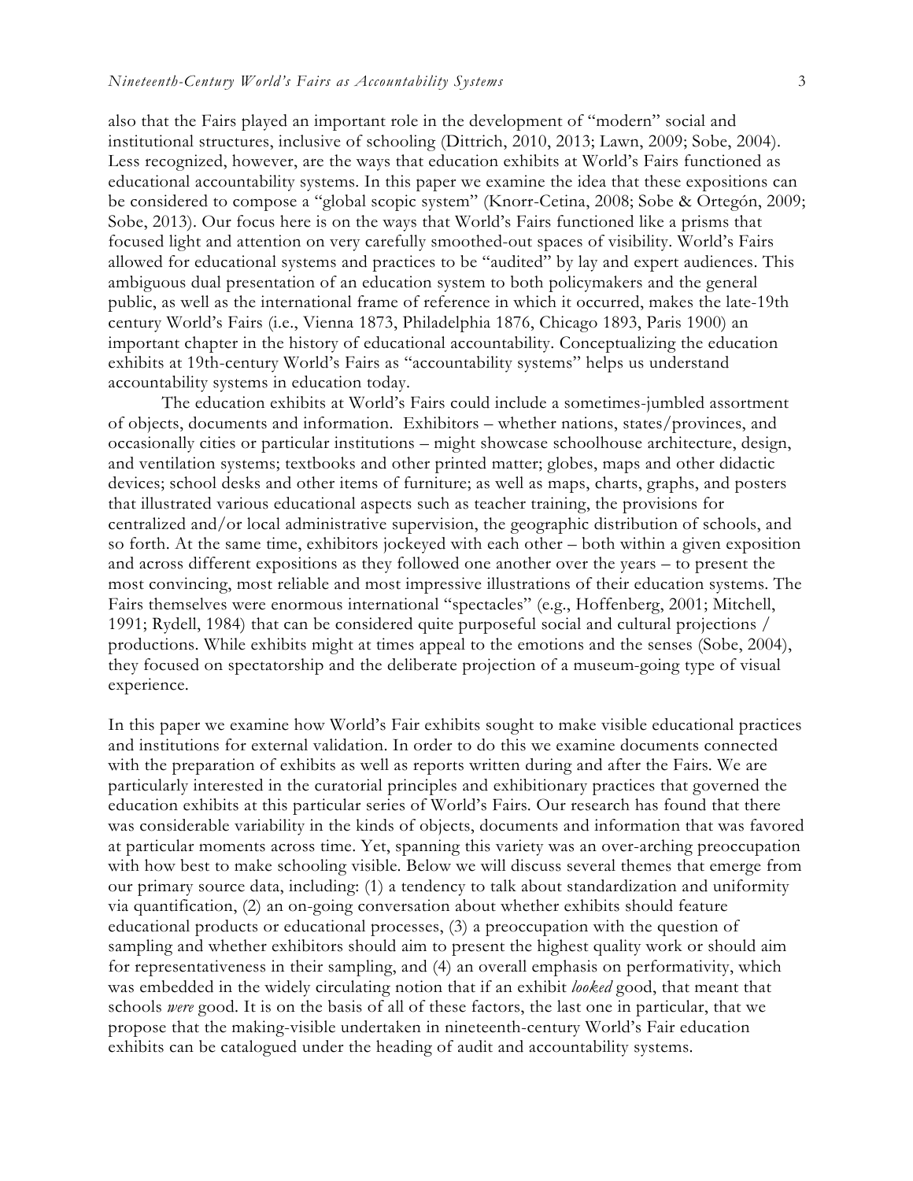also that the Fairs played an important role in the development of "modern" social and institutional structures, inclusive of schooling (Dittrich, 2010, 2013; Lawn, 2009; Sobe, 2004). Less recognized, however, are the ways that education exhibits at World's Fairs functioned as educational accountability systems. In this paper we examine the idea that these expositions can be considered to compose a "global scopic system" (Knorr-Cetina, 2008; Sobe & Ortegón, 2009; Sobe, 2013). Our focus here is on the ways that World's Fairs functioned like a prisms that focused light and attention on very carefully smoothed-out spaces of visibility. World's Fairs allowed for educational systems and practices to be "audited" by lay and expert audiences. This ambiguous dual presentation of an education system to both policymakers and the general public, as well as the international frame of reference in which it occurred, makes the late-19th century World's Fairs (i.e., Vienna 1873, Philadelphia 1876, Chicago 1893, Paris 1900) an important chapter in the history of educational accountability. Conceptualizing the education exhibits at 19th-century World's Fairs as "accountability systems" helps us understand accountability systems in education today.

The education exhibits at World's Fairs could include a sometimes-jumbled assortment of objects, documents and information. Exhibitors – whether nations, states/provinces, and occasionally cities or particular institutions – might showcase schoolhouse architecture, design, and ventilation systems; textbooks and other printed matter; globes, maps and other didactic devices; school desks and other items of furniture; as well as maps, charts, graphs, and posters that illustrated various educational aspects such as teacher training, the provisions for centralized and/or local administrative supervision, the geographic distribution of schools, and so forth. At the same time, exhibitors jockeyed with each other – both within a given exposition and across different expositions as they followed one another over the years – to present the most convincing, most reliable and most impressive illustrations of their education systems. The Fairs themselves were enormous international "spectacles" (e.g., Hoffenberg, 2001; Mitchell, 1991; Rydell, 1984) that can be considered quite purposeful social and cultural projections / productions. While exhibits might at times appeal to the emotions and the senses (Sobe, 2004), they focused on spectatorship and the deliberate projection of a museum-going type of visual experience.

In this paper we examine how World's Fair exhibits sought to make visible educational practices and institutions for external validation. In order to do this we examine documents connected with the preparation of exhibits as well as reports written during and after the Fairs. We are particularly interested in the curatorial principles and exhibitionary practices that governed the education exhibits at this particular series of World's Fairs. Our research has found that there was considerable variability in the kinds of objects, documents and information that was favored at particular moments across time. Yet, spanning this variety was an over-arching preoccupation with how best to make schooling visible. Below we will discuss several themes that emerge from our primary source data, including: (1) a tendency to talk about standardization and uniformity via quantification, (2) an on-going conversation about whether exhibits should feature educational products or educational processes, (3) a preoccupation with the question of sampling and whether exhibitors should aim to present the highest quality work or should aim for representativeness in their sampling, and (4) an overall emphasis on performativity, which was embedded in the widely circulating notion that if an exhibit *looked* good, that meant that schools *were* good. It is on the basis of all of these factors, the last one in particular, that we propose that the making-visible undertaken in nineteenth-century World's Fair education exhibits can be catalogued under the heading of audit and accountability systems.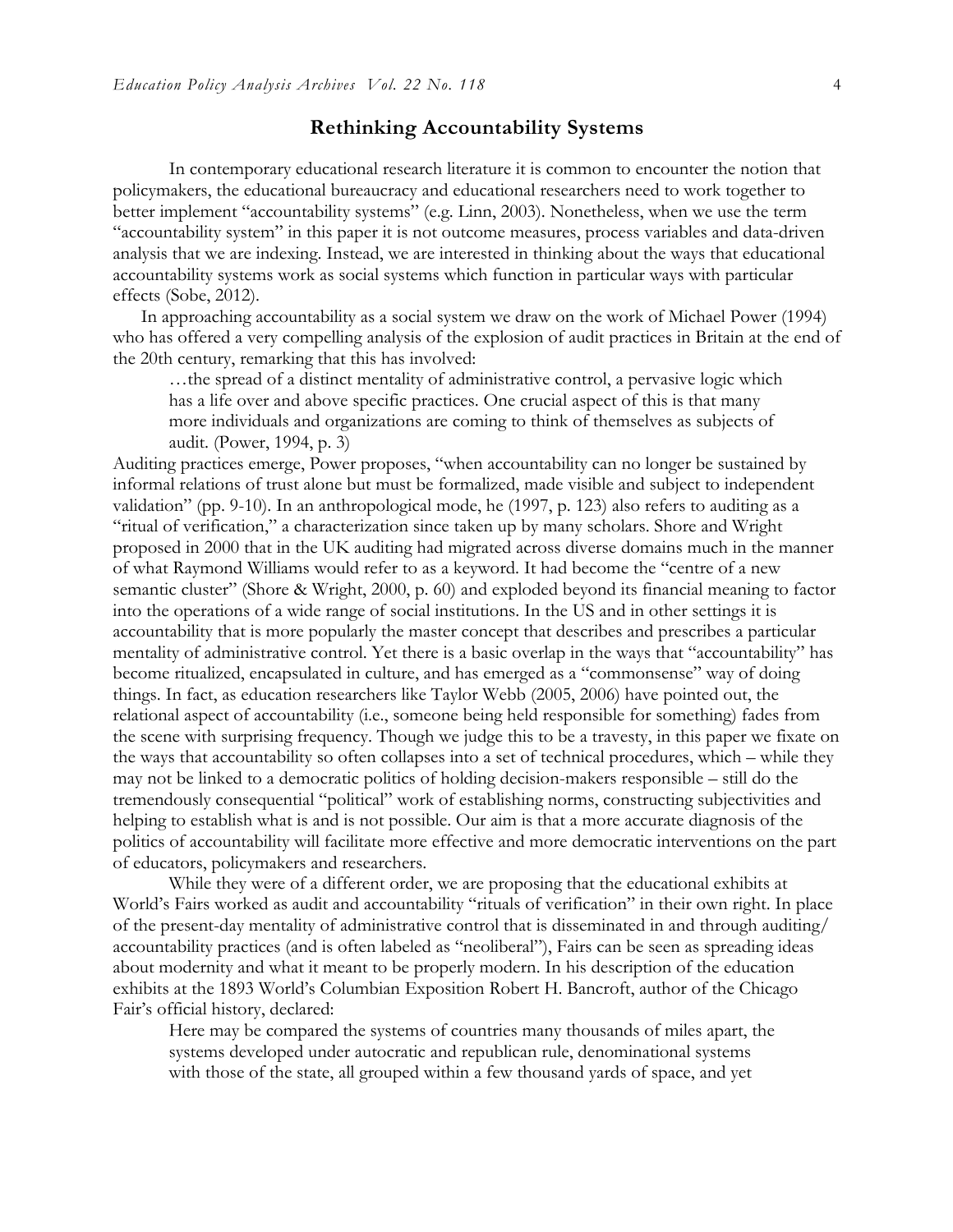## Rethinking Accountability Systems

In contemporary educational research literature it is common to encounter the notion that policymakers, the educational bureaucracy and educational researchers need to work together to better implement "accountability systems" (e.g. Linn, 2003). Nonetheless, when we use the term "accountability system" in this paper it is not outcome measures, process variables and data-driven analysis that we are indexing. Instead, we are interested in thinking about the ways that educational accountability systems work as social systems which function in particular ways with particular effects (Sobe, 2012).

In approaching accountability as a social system we draw on the work of Michael Power (1994) who has offered a very compelling analysis of the explosion of audit practices in Britain at the end of the 20th century, remarking that this has involved:

> …the spread of a distinct mentality of administrative control, a pervasive logic which has a life over and above specific practices. One crucial aspect of this is that many more individuals and organizations are coming to think of themselves as subjects of audit. (Power, 1994, p. 3)

Auditing practices emerge, Power proposes, "when accountability can no longer be sustained by informal relations of trust alone but must be formalized, made visible and subject to independent validation" (pp. 9-10). In an anthropological mode, he (1997, p. 123) also refers to auditing as a "ritual of verification," a characterization since taken up by many scholars. Shore and Wright proposed in 2000 that in the UK auditing had migrated across diverse domains much in the manner of what Raymond Williams would refer to as a keyword. It had become the "centre of a new semantic cluster" (Shore & Wright, 2000, p. 60) and exploded beyond its financial meaning to factor into the operations of a wide range of social institutions. In the US and in other settings it is accountability that is more popularly the master concept that describes and prescribes a particular mentality of administrative control. Yet there is a basic overlap in the ways that "accountability" has become ritualized, encapsulated in culture, and has emerged as a "commonsense" way of doing things. In fact, as education researchers like Taylor Webb (2005, 2006) have pointed out, the relational aspect of accountability (i.e., someone being held responsible for something) fades from the scene with surprising frequency. Though we judge this to be a travesty, in this paper we fixate on the ways that accountability so often collapses into a set of technical procedures, which – while they may not be linked to a democratic politics of holding decision-makers responsible – still do the tremendously consequential "political" work of establishing norms, constructing subjectivities and helping to establish what is and is not possible. Our aim is that a more accurate diagnosis of the politics of accountability will facilitate more effective and more democratic interventions on the part of educators, policymakers and researchers.

While they were of a different order, we are proposing that the educational exhibits at World's Fairs worked as audit and accountability "rituals of verification" in their own right. In place of the present-day mentality of administrative control that is disseminated in and through auditing/ accountability practices (and is often labeled as "neoliberal"), Fairs can be seen as spreading ideas about modernity and what it meant to be properly modern. In his description of the education exhibits at the 1893 World's Columbian Exposition Robert H. Bancroft, author of the Chicago Fair's official history, declared:

> Here may be compared the systems of countries many thousands of miles apart, the systems developed under autocratic and republican rule, denominational systems with those of the state, all grouped within a few thousand yards of space, and yet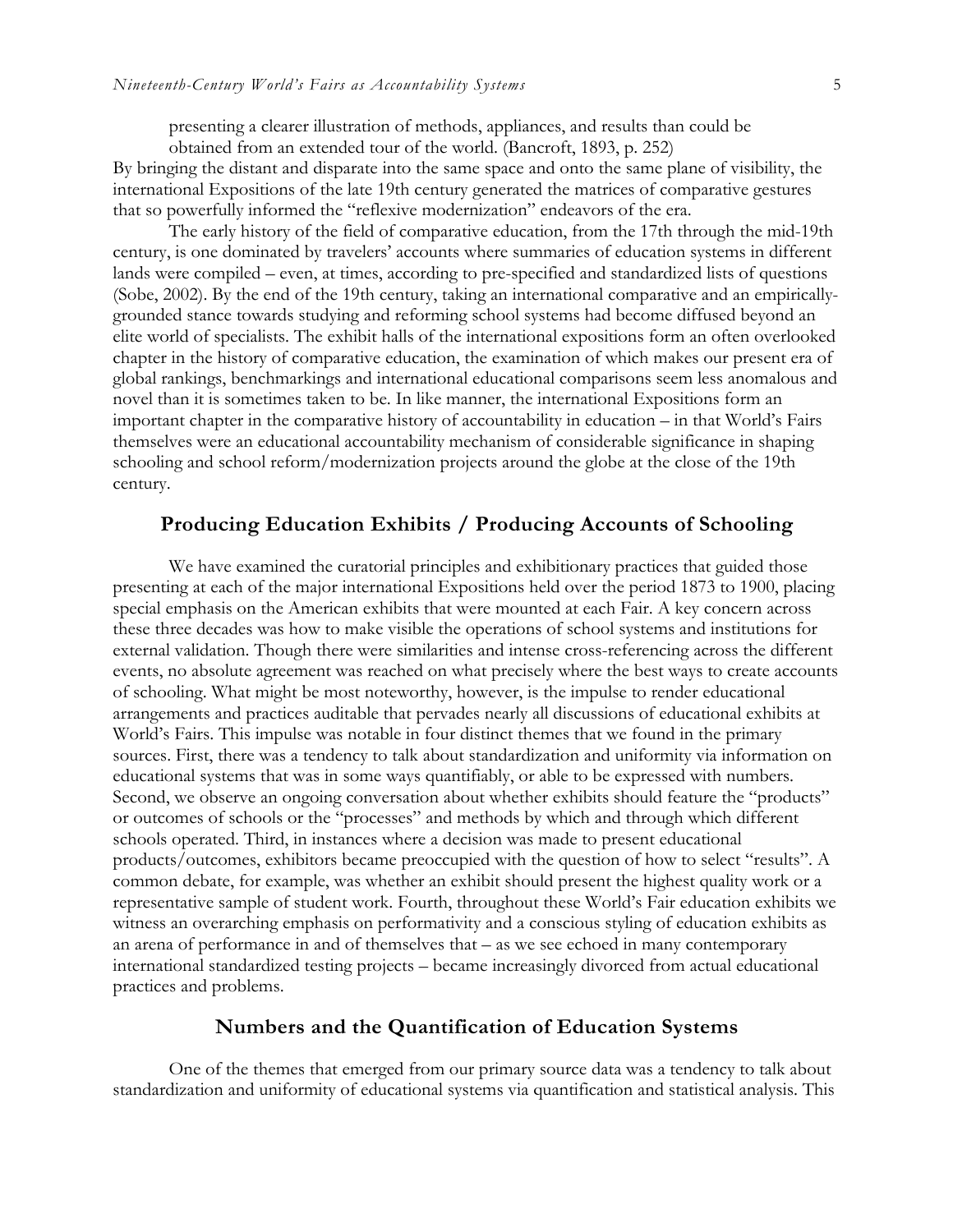> presenting a clearer illustration of methods, appliances, and results than could be obtained from an extended tour of the world. (Bancroft, 1893, p. 252)

By bringing the distant and disparate into the same space and onto the same plane of visibility, the international Expositions of the late 19th century generated the matrices of comparative gestures that so powerfully informed the "reflexive modernization" endeavors of the era.

The early history of the field of comparative education, from the 17th through the mid-19th century, is one dominated by travelers' accounts where summaries of education systems in different lands were compiled – even, at times, according to pre-specified and standardized lists of questions (Sobe, 2002). By the end of the 19th century, taking an international comparative and an empirically-grounded stance towards studying and reforming school systems had become diffused beyond an elite world of specialists. The exhibit halls of the international expositions form an often overlooked chapter in the history of comparative education, the examination of which makes our present era of global rankings, benchmarkings and international educational comparisons seem less anomalous and novel than it is sometimes taken to be. In like manner, the international Expositions form an important chapter in the comparative history of accountability in education – in that World's Fairs themselves were an educational accountability mechanism of considerable significance in shaping schooling and school reform/modernization projects around the globe at the close of the 19th century.

## Producing Education Exhibits / Producing Accounts of Schooling

We have examined the curatorial principles and exhibitionary practices that guided those presenting at each of the major international Expositions held over the period 1873 to 1900, placing special emphasis on the American exhibits that were mounted at each Fair. A key concern across these three decades was how to make visible the operations of school systems and institutions for external validation. Though there were similarities and intense cross-referencing across the different events, no absolute agreement was reached on what precisely where the best ways to create accounts of schooling. What might be most noteworthy, however, is the impulse to render educational arrangements and practices auditable that pervades nearly all discussions of educational exhibits at World's Fairs. This impulse was notable in four distinct themes that we found in the primary sources. First, there was a tendency to talk about standardization and uniformity via information on educational systems that was in some ways quantifiably, or able to be expressed with numbers. Second, we observe an ongoing conversation about whether exhibits should feature the "products" or outcomes of schools or the "processes" and methods by which and through which different schools operated. Third, in instances where a decision was made to present educational products/outcomes, exhibitors became preoccupied with the question of how to select "results". A common debate, for example, was whether an exhibit should present the highest quality work or a representative sample of student work. Fourth, throughout these World's Fair education exhibits we witness an overarching emphasis on performativity and a conscious styling of education exhibits as an arena of performance in and of themselves that – as we see echoed in many contemporary international standardized testing projects – became increasingly divorced from actual educational practices and problems.

## Numbers and the Quantification of Education Systems

One of the themes that emerged from our primary source data was a tendency to talk about standardization and uniformity of educational systems via quantification and statistical analysis. This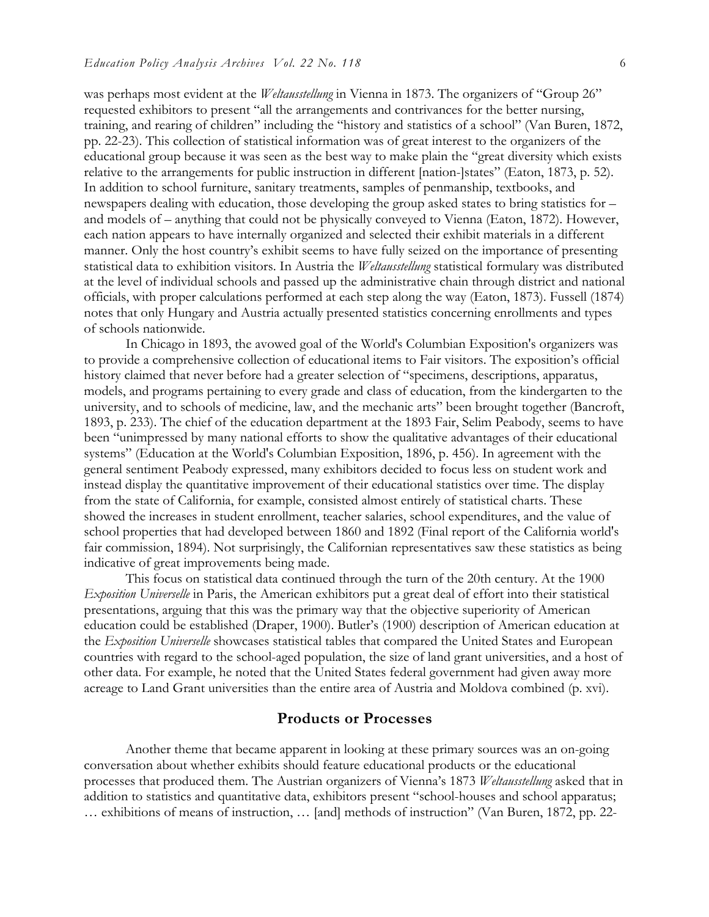was perhaps most evident at the *Weltausstellung* in Vienna in 1873. The organizers of "Group 26" requested exhibitors to present "all the arrangements and contrivances for the better nursing, training, and rearing of children" including the "history and statistics of a school" (Van Buren, 1872, pp. 22-23). This collection of statistical information was of great interest to the organizers of the educational group because it was seen as the best way to make plain the "great diversity which exists relative to the arrangements for public instruction in different [nation-]states" (Eaton, 1873, p. 52). In addition to school furniture, sanitary treatments, samples of penmanship, textbooks, and newspapers dealing with education, those developing the group asked states to bring statistics for – and models of – anything that could not be physically conveyed to Vienna (Eaton, 1872). However, each nation appears to have internally organized and selected their exhibit materials in a different manner. Only the host country's exhibit seems to have fully seized on the importance of presenting statistical data to exhibition visitors. In Austria the *Weltausstellung* statistical formulary was distributed at the level of individual schools and passed up the administrative chain through district and national officials, with proper calculations performed at each step along the way (Eaton, 1873). Fussell (1874) notes that only Hungary and Austria actually presented statistics concerning enrollments and types of schools nationwide.

In Chicago in 1893, the avowed goal of the World's Columbian Exposition's organizers was to provide a comprehensive collection of educational items to Fair visitors. The exposition's official history claimed that never before had a greater selection of "specimens, descriptions, apparatus, models, and programs pertaining to every grade and class of education, from the kindergarten to the university, and to schools of medicine, law, and the mechanic arts" been brought together (Bancroft, 1893, p. 233). The chief of the education department at the 1893 Fair, Selim Peabody, seems to have been "unimpressed by many national efforts to show the qualitative advantages of their educational systems" (Education at the World's Columbian Exposition, 1896, p. 456). In agreement with the general sentiment Peabody expressed, many exhibitors decided to focus less on student work and instead display the quantitative improvement of their educational statistics over time. The display from the state of California, for example, consisted almost entirely of statistical charts. These showed the increases in student enrollment, teacher salaries, school expenditures, and the value of school properties that had developed between 1860 and 1892 (Final report of the California world's fair commission, 1894). Not surprisingly, the Californian representatives saw these statistics as being indicative of great improvements being made.

This focus on statistical data continued through the turn of the 20th century. At the 1900 *Exposition Universelle* in Paris, the American exhibitors put a great deal of effort into their statistical presentations, arguing that this was the primary way that the objective superiority of American education could be established (Draper, 1900). Butler's (1900) description of American education at the *Exposition Universelle* showcases statistical tables that compared the United States and European countries with regard to the school-aged population, the size of land grant universities, and a host of other data. For example, he noted that the United States federal government had given away more acreage to Land Grant universities than the entire area of Austria and Moldova combined (p. xvi).

## Products or Processes

Another theme that became apparent in looking at these primary sources was an on-going conversation about whether exhibits should feature educational products or the educational processes that produced them. The Austrian organizers of Vienna's 1873 *Weltausstellung* asked that in addition to statistics and quantitative data, exhibitors present "school-houses and school apparatus; … exhibitions of means of instruction, … [and] methods of instruction" (Van Buren, 1872, pp. 22-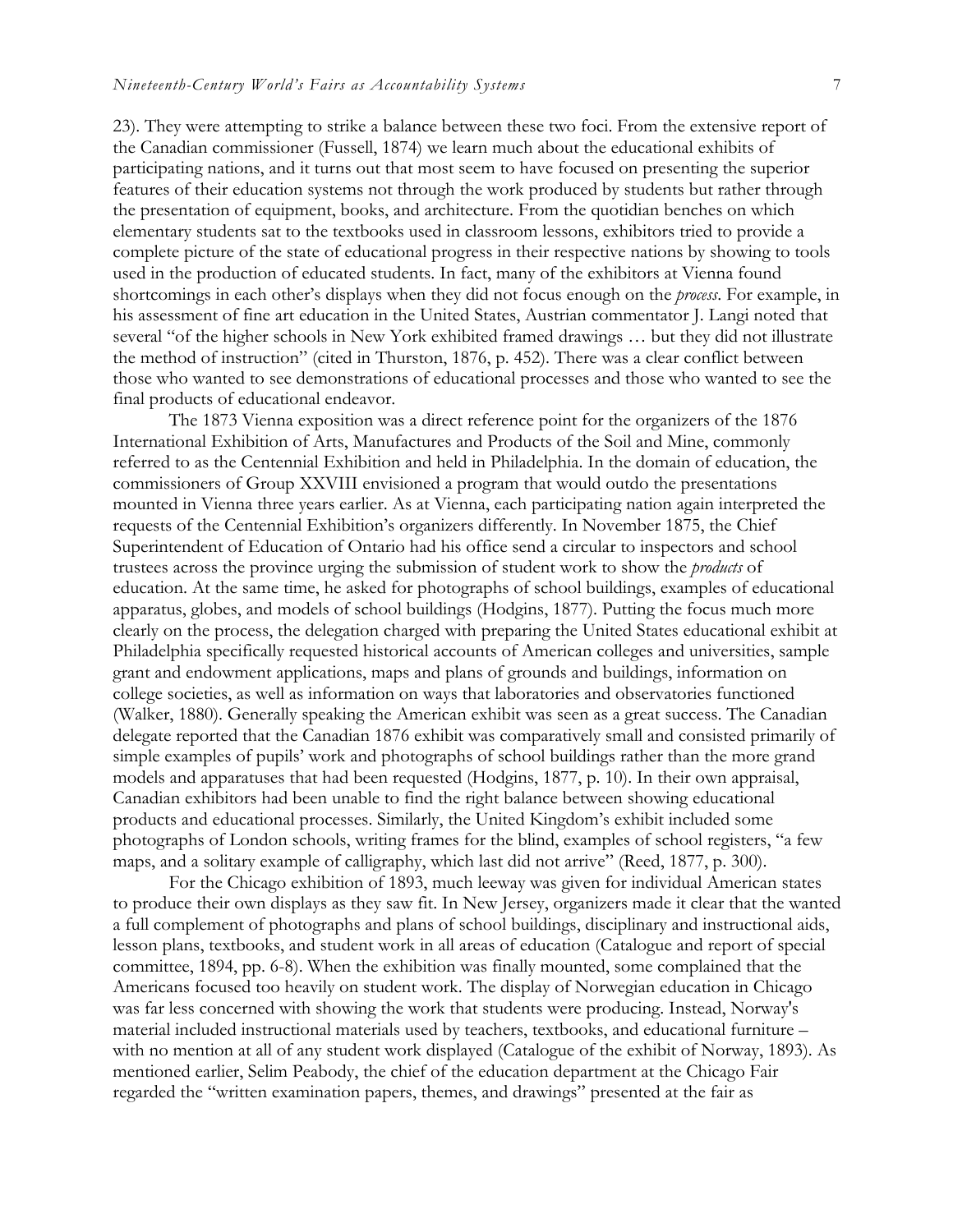23). They were attempting to strike a balance between these two foci. From the extensive report of the Canadian commissioner (Fussell, 1874) we learn much about the educational exhibits of participating nations, and it turns out that most seem to have focused on presenting the superior features of their education systems not through the work produced by students but rather through the presentation of equipment, books, and architecture. From the quotidian benches on which elementary students sat to the textbooks used in classroom lessons, exhibitors tried to provide a complete picture of the state of educational progress in their respective nations by showing to tools used in the production of educated students. In fact, many of the exhibitors at Vienna found shortcomings in each other's displays when they did not focus enough on the *process*. For example, in his assessment of fine art education in the United States, Austrian commentator J. Langi noted that several "of the higher schools in New York exhibited framed drawings … but they did not illustrate the method of instruction" (cited in Thurston, 1876, p. 452). There was a clear conflict between those who wanted to see demonstrations of educational processes and those who wanted to see the final products of educational endeavor.

The 1873 Vienna exposition was a direct reference point for the organizers of the 1876 International Exhibition of Arts, Manufactures and Products of the Soil and Mine, commonly referred to as the Centennial Exhibition and held in Philadelphia. In the domain of education, the commissioners of Group XXVIII envisioned a program that would outdo the presentations mounted in Vienna three years earlier. As at Vienna, each participating nation again interpreted the requests of the Centennial Exhibition's organizers differently. In November 1875, the Chief Superintendent of Education of Ontario had his office send a circular to inspectors and school trustees across the province urging the submission of student work to show the *products* of education. At the same time, he asked for photographs of school buildings, examples of educational apparatus, globes, and models of school buildings (Hodgins, 1877). Putting the focus much more clearly on the process, the delegation charged with preparing the United States educational exhibit at Philadelphia specifically requested historical accounts of American colleges and universities, sample grant and endowment applications, maps and plans of grounds and buildings, information on college societies, as well as information on ways that laboratories and observatories functioned (Walker, 1880). Generally speaking the American exhibit was seen as a great success. The Canadian delegate reported that the Canadian 1876 exhibit was comparatively small and consisted primarily of simple examples of pupils' work and photographs of school buildings rather than the more grand models and apparatuses that had been requested (Hodgins, 1877, p. 10). In their own appraisal, Canadian exhibitors had been unable to find the right balance between showing educational products and educational processes. Similarly, the United Kingdom's exhibit included some photographs of London schools, writing frames for the blind, examples of school registers, "a few maps, and a solitary example of calligraphy, which last did not arrive" (Reed, 1877, p. 300).

For the Chicago exhibition of 1893, much leeway was given for individual American states to produce their own displays as they saw fit. In New Jersey, organizers made it clear that the wanted a full complement of photographs and plans of school buildings, disciplinary and instructional aids, lesson plans, textbooks, and student work in all areas of education (Catalogue and report of special committee, 1894, pp. 6-8). When the exhibition was finally mounted, some complained that the Americans focused too heavily on student work. The display of Norwegian education in Chicago was far less concerned with showing the work that students were producing. Instead, Norway's material included instructional materials used by teachers, textbooks, and educational furniture – with no mention at all of any student work displayed (Catalogue of the exhibit of Norway, 1893). As mentioned earlier, Selim Peabody, the chief of the education department at the Chicago Fair regarded the "written examination papers, themes, and drawings" presented at the fair as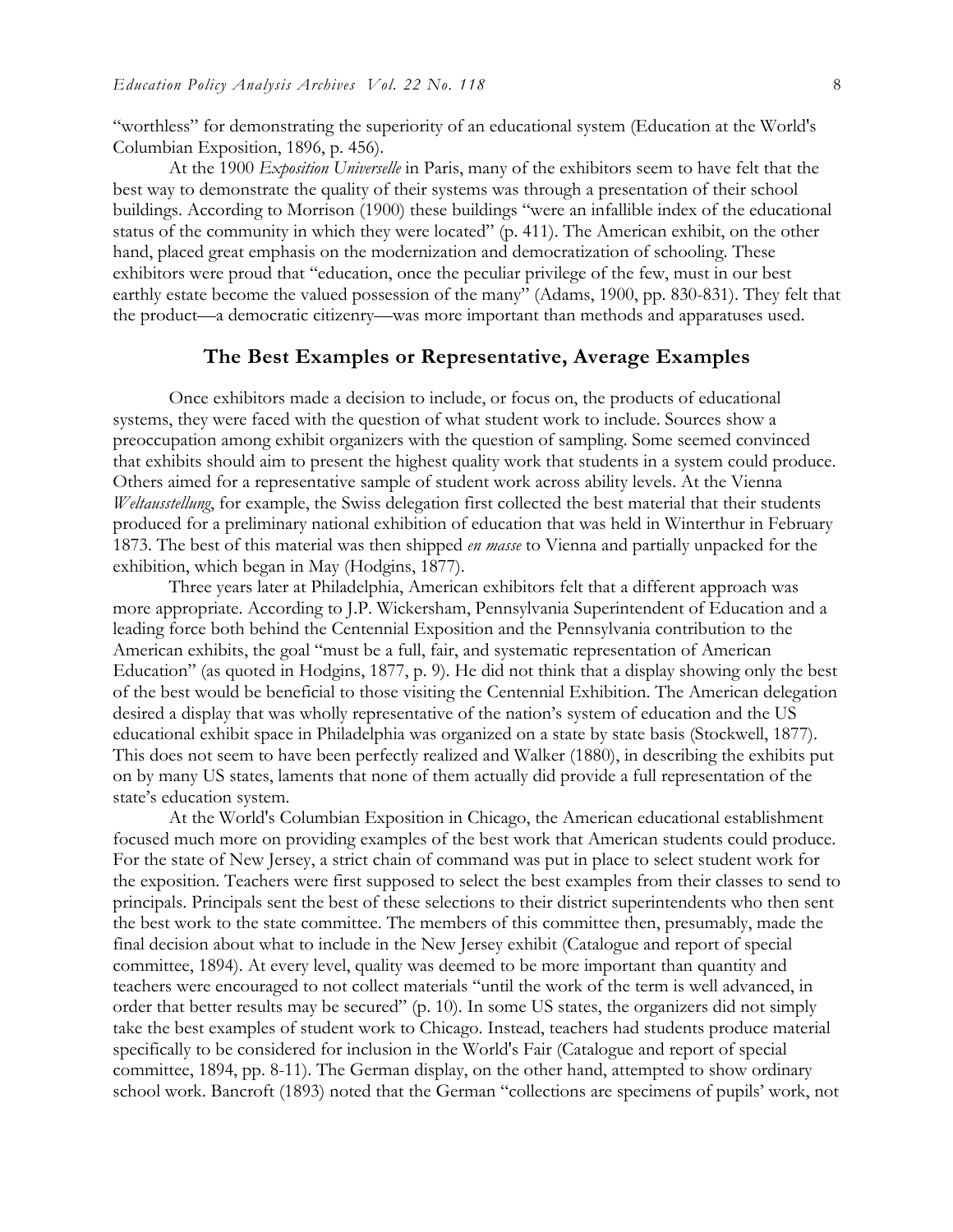"worthless" for demonstrating the superiority of an educational system (Education at the World's Columbian Exposition, 1896, p. 456).

At the 1900 *Exposition Universelle* in Paris, many of the exhibitors seem to have felt that the best way to demonstrate the quality of their systems was through a presentation of their school buildings. According to Morrison (1900) these buildings "were an infallible index of the educational status of the community in which they were located" (p. 411). The American exhibit, on the other hand, placed great emphasis on the modernization and democratization of schooling. These exhibitors were proud that "education, once the peculiar privilege of the few, must in our best earthly estate become the valued possession of the many" (Adams, 1900, pp. 830-831). They felt that the product—a democratic citizenry—was more important than methods and apparatuses used.

## The Best Examples or Representative, Average Examples

Once exhibitors made a decision to include, or focus on, the products of educational systems, they were faced with the question of what student work to include. Sources show a preoccupation among exhibit organizers with the question of sampling. Some seemed convinced that exhibits should aim to present the highest quality work that students in a system could produce. Others aimed for a representative sample of student work across ability levels. At the Vienna *Weltausstellung*, for example, the Swiss delegation first collected the best material that their students produced for a preliminary national exhibition of education that was held in Winterthur in February 1873. The best of this material was then shipped *en masse* to Vienna and partially unpacked for the exhibition, which began in May (Hodgins, 1877).

Three years later at Philadelphia, American exhibitors felt that a different approach was more appropriate. According to J.P. Wickersham, Pennsylvania Superintendent of Education and a leading force both behind the Centennial Exposition and the Pennsylvania contribution to the American exhibits, the goal "must be a full, fair, and systematic representation of American Education" (as quoted in Hodgins, 1877, p. 9). He did not think that a display showing only the best of the best would be beneficial to those visiting the Centennial Exhibition. The American delegation desired a display that was wholly representative of the nation's system of education and the US educational exhibit space in Philadelphia was organized on a state by state basis (Stockwell, 1877). This does not seem to have been perfectly realized and Walker (1880), in describing the exhibits put on by many US states, laments that none of them actually did provide a full representation of the state's education system.

At the World's Columbian Exposition in Chicago, the American educational establishment focused much more on providing examples of the best work that American students could produce. For the state of New Jersey, a strict chain of command was put in place to select student work for the exposition. Teachers were first supposed to select the best examples from their classes to send to principals. Principals sent the best of these selections to their district superintendents who then sent the best work to the state committee. The members of this committee then, presumably, made the final decision about what to include in the New Jersey exhibit (Catalogue and report of special committee, 1894). At every level, quality was deemed to be more important than quantity and teachers were encouraged to not collect materials "until the work of the term is well advanced, in order that better results may be secured" (p. 10). In some US states, the organizers did not simply take the best examples of student work to Chicago. Instead, teachers had students produce material specifically to be considered for inclusion in the World's Fair (Catalogue and report of special committee, 1894, pp. 8-11). The German display, on the other hand, attempted to show ordinary school work. Bancroft (1893) noted that the German "collections are specimens of pupils' work, not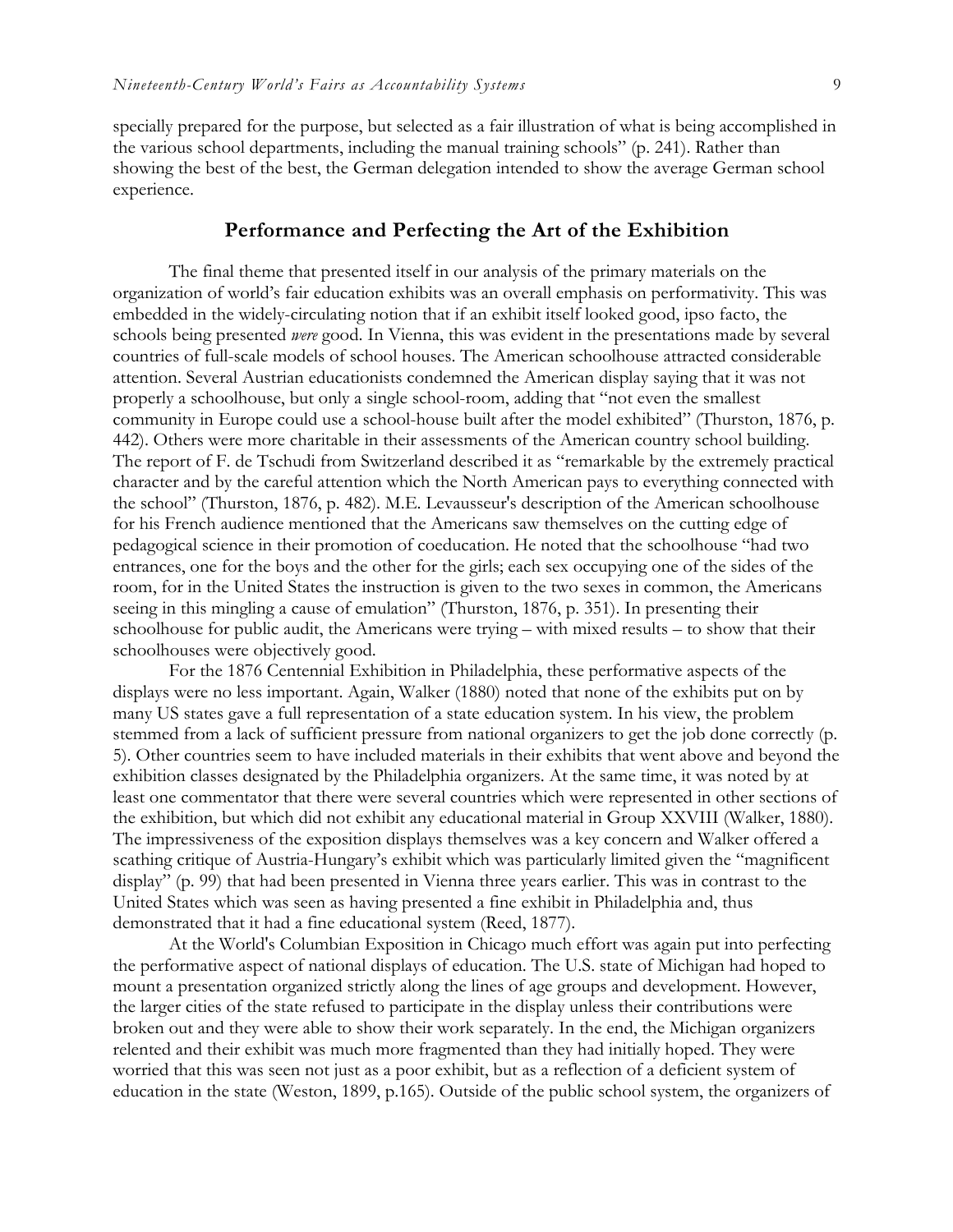specially prepared for the purpose, but selected as a fair illustration of what is being accomplished in the various school departments, including the manual training schools" (p. 241). Rather than showing the best of the best, the German delegation intended to show the average German school experience.

## Performance and Perfecting the Art of the Exhibition

The final theme that presented itself in our analysis of the primary materials on the organization of world's fair education exhibits was an overall emphasis on performativity. This was embedded in the widely-circulating notion that if an exhibit itself looked good, ipso facto, the schools being presented *were* good. In Vienna, this was evident in the presentations made by several countries of full-scale models of school houses. The American schoolhouse attracted considerable attention. Several Austrian educationists condemned the American display saying that it was not properly a schoolhouse, but only a single school-room, adding that "not even the smallest community in Europe could use a school-house built after the model exhibited" (Thurston, 1876, p. 442). Others were more charitable in their assessments of the American country school building. The report of F. de Tschudi from Switzerland described it as "remarkable by the extremely practical character and by the careful attention which the North American pays to everything connected with the school" (Thurston, 1876, p. 482). M.E. Levausseur's description of the American schoolhouse for his French audience mentioned that the Americans saw themselves on the cutting edge of pedagogical science in their promotion of coeducation. He noted that the schoolhouse "had two entrances, one for the boys and the other for the girls; each sex occupying one of the sides of the room, for in the United States the instruction is given to the two sexes in common, the Americans seeing in this mingling a cause of emulation" (Thurston, 1876, p. 351). In presenting their schoolhouse for public audit, the Americans were trying – with mixed results – to show that their schoolhouses were objectively good.

For the 1876 Centennial Exhibition in Philadelphia, these performative aspects of the displays were no less important. Again, Walker (1880) noted that none of the exhibits put on by many US states gave a full representation of a state education system. In his view, the problem stemmed from a lack of sufficient pressure from national organizers to get the job done correctly (p. 5). Other countries seem to have included materials in their exhibits that went above and beyond the exhibition classes designated by the Philadelphia organizers. At the same time, it was noted by at least one commentator that there were several countries which were represented in other sections of the exhibition, but which did not exhibit any educational material in Group XXVIII (Walker, 1880). The impressiveness of the exposition displays themselves was a key concern and Walker offered a scathing critique of Austria-Hungary's exhibit which was particularly limited given the "magnificent display" (p. 99) that had been presented in Vienna three years earlier. This was in contrast to the United States which was seen as having presented a fine exhibit in Philadelphia and, thus demonstrated that it had a fine educational system (Reed, 1877).

At the World's Columbian Exposition in Chicago much effort was again put into perfecting the performative aspect of national displays of education. The U.S. state of Michigan had hoped to mount a presentation organized strictly along the lines of age groups and development. However, the larger cities of the state refused to participate in the display unless their contributions were broken out and they were able to show their work separately. In the end, the Michigan organizers relented and their exhibit was much more fragmented than they had initially hoped. They were worried that this was seen not just as a poor exhibit, but as a reflection of a deficient system of education in the state (Weston, 1899, p.165). Outside of the public school system, the organizers of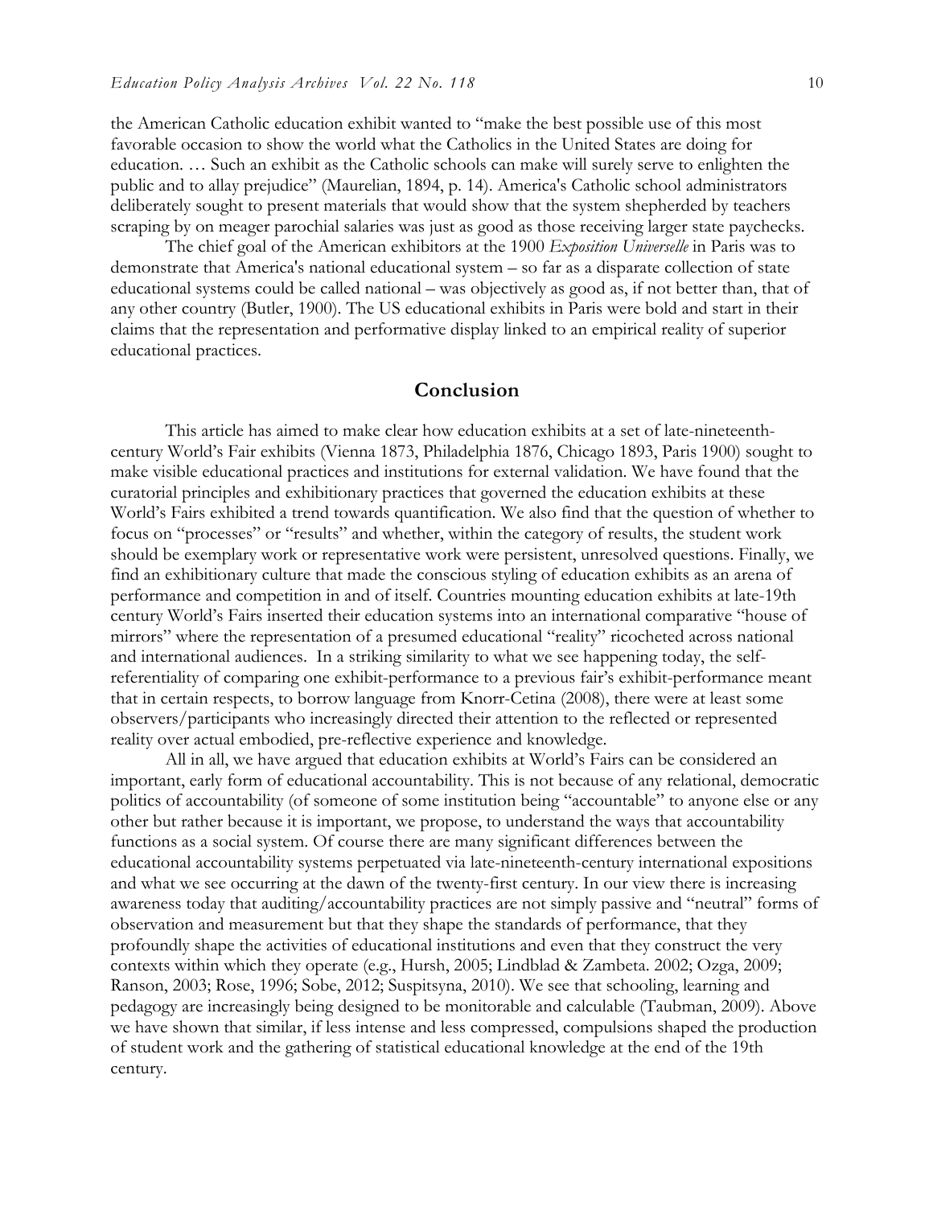the American Catholic education exhibit wanted to "make the best possible use of this most favorable occasion to show the world what the Catholics in the United States are doing for education. … Such an exhibit as the Catholic schools can make will surely serve to enlighten the public and to allay prejudice" (Maurelian, 1894, p. 14). America's Catholic school administrators deliberately sought to present materials that would show that the system shepherded by teachers scraping by on meager parochial salaries was just as good as those receiving larger state paychecks.

The chief goal of the American exhibitors at the 1900 *Exposition Universelle* in Paris was to demonstrate that America's national educational system – so far as a disparate collection of state educational systems could be called national – was objectively as good as, if not better than, that of any other country (Butler, 1900). The US educational exhibits in Paris were bold and start in their claims that the representation and performative display linked to an empirical reality of superior educational practices.

## Conclusion

This article has aimed to make clear how education exhibits at a set of late-nineteenth-century World's Fair exhibits (Vienna 1873, Philadelphia 1876, Chicago 1893, Paris 1900) sought to make visible educational practices and institutions for external validation. We have found that the curatorial principles and exhibitionary practices that governed the education exhibits at these World's Fairs exhibited a trend towards quantification. We also find that the question of whether to focus on "processes" or "results" and whether, within the category of results, the student work should be exemplary work or representative work were persistent, unresolved questions. Finally, we find an exhibitionary culture that made the conscious styling of education exhibits as an arena of performance and competition in and of itself. Countries mounting education exhibits at late-19th century World's Fairs inserted their education systems into an international comparative "house of mirrors" where the representation of a presumed educational "reality" ricocheted across national and international audiences. In a striking similarity to what we see happening today, the self-referentiality of comparing one exhibit-performance to a previous fair's exhibit-performance meant that in certain respects, to borrow language from Knorr-Cetina (2008), there were at least some observers/participants who increasingly directed their attention to the reflected or represented reality over actual embodied, pre-reflective experience and knowledge.

All in all, we have argued that education exhibits at World's Fairs can be considered an important, early form of educational accountability. This is not because of any relational, democratic politics of accountability (of someone of some institution being "accountable" to anyone else or any other but rather because it is important, we propose, to understand the ways that accountability functions as a social system. Of course there are many significant differences between the educational accountability systems perpetuated via late-nineteenth-century international expositions and what we see occurring at the dawn of the twenty-first century. In our view there is increasing awareness today that auditing/accountability practices are not simply passive and "neutral" forms of observation and measurement but that they shape the standards of performance, that they profoundly shape the activities of educational institutions and even that they construct the very contexts within which they operate (e.g., Hursh, 2005; Lindblad & Zambeta. 2002; Ozga, 2009; Ranson, 2003; Rose, 1996; Sobe, 2012; Suspitsyna, 2010). We see that schooling, learning and pedagogy are increasingly being designed to be monitorable and calculable (Taubman, 2009). Above we have shown that similar, if less intense and less compressed, compulsions shaped the production of student work and the gathering of statistical educational knowledge at the end of the 19th century.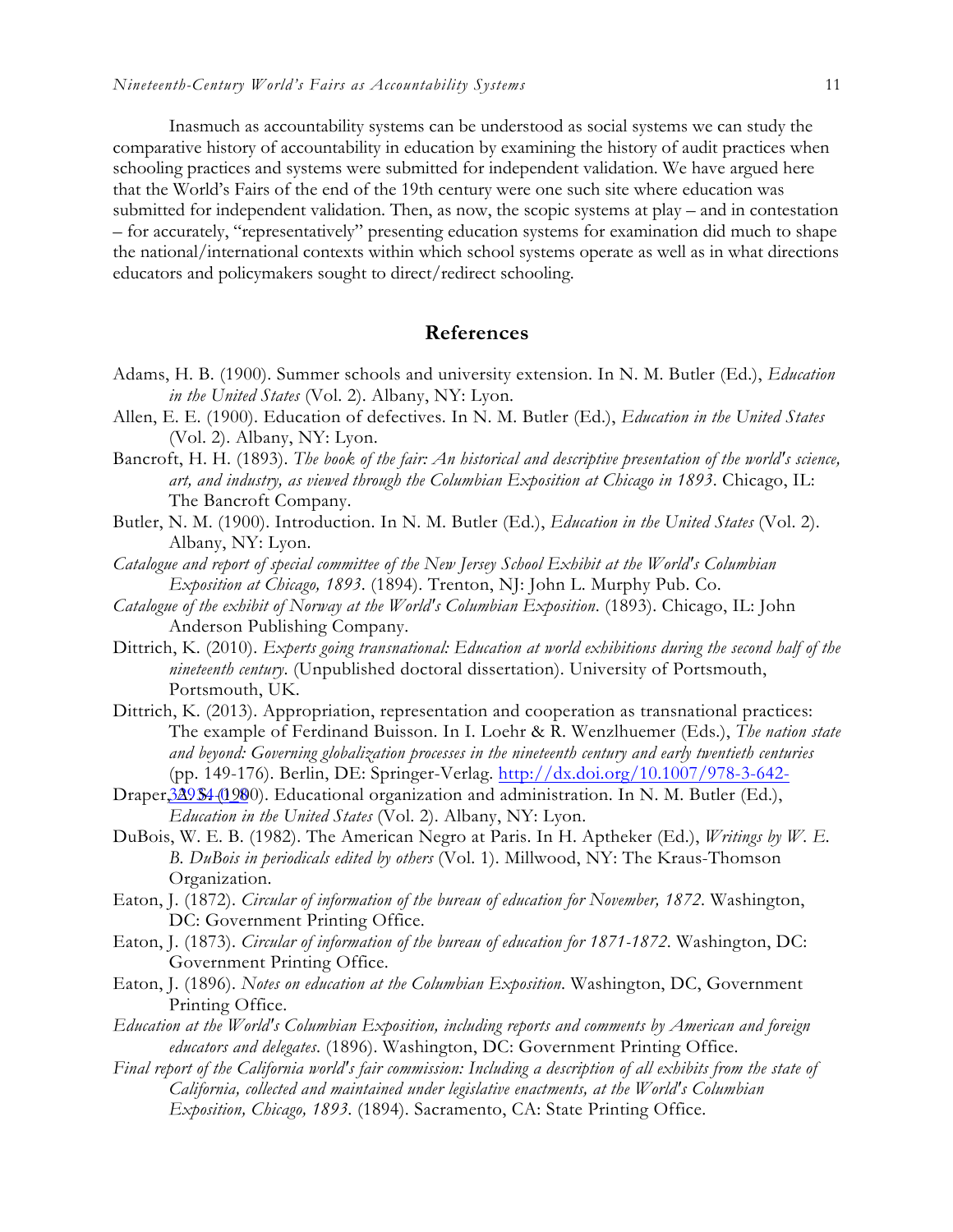Inasmuch as accountability systems can be understood as social systems we can study the comparative history of accountability in education by examining the history of audit practices when schooling practices and systems were submitted for independent validation. We have argued here that the World's Fairs of the end of the 19th century were one such site where education was submitted for independent validation. Then, as now, the scopic systems at play – and in contestation – for accurately, "representatively" presenting education systems for examination did much to shape the national/international contexts within which school systems operate as well as in what directions educators and policymakers sought to direct/redirect schooling.

## References

Adams, H. B. (1900). Summer schools and university extension. In N. M. Butler (Ed.), *Education in the United States* (Vol. 2). Albany, NY: Lyon.

Allen, E. E. (1900). Education of defectives. In N. M. Butler (Ed.), *Education in the United States* (Vol. 2). Albany, NY: Lyon.

Bancroft, H. H. (1893). *The book of the fair: An historical and descriptive presentation of the world's science, art, and industry, as viewed through the Columbian Exposition at Chicago in 1893*. Chicago, IL: The Bancroft Company.

Butler, N. M. (1900). Introduction. In N. M. Butler (Ed.), *Education in the United States* (Vol. 2). Albany, NY: Lyon.

*Catalogue and report of special committee of the New Jersey School Exhibit at the World's Columbian Exposition at Chicago, 1893*. (1894). Trenton, NJ: John L. Murphy Pub. Co.

*Catalogue of the exhibit of Norway at the World's Columbian Exposition*. (1893). Chicago, IL: John Anderson Publishing Company.

Dittrich, K. (2010). *Experts going transnational: Education at world exhibitions during the second half of the nineteenth century*. (Unpublished doctoral dissertation). University of Portsmouth, Portsmouth, UK.

Dittrich, K. (2013). Appropriation, representation and cooperation as transnational practices: The example of Ferdinand Buisson. In I. Loehr & R. Wenzlhuemer (Eds.), *The nation state and beyond: Governing globalization processes in the nineteenth century and early twentieth centuries* (pp. 149-176). Berlin, DE: Springer-Verlag. http://dx.doi.org/10.1007/978-3-642-32934-4_8

Draper, A. S. (1900). Educational organization and administration. In N. M. Butler (Ed.), *Education in the United States* (Vol. 2). Albany, NY: Lyon.

DuBois, W. E. B. (1982). The American Negro at Paris. In H. Aptheker (Ed.), *Writings by W. E. B. DuBois in periodicals edited by others* (Vol. 1). Millwood, NY: The Kraus-Thomson Organization.

Eaton, J. (1872). *Circular of information of the bureau of education for November, 1872*. Washington, DC: Government Printing Office.

Eaton, J. (1873). *Circular of information of the bureau of education for 1871-1872*. Washington, DC: Government Printing Office.

Eaton, J. (1896). *Notes on education at the Columbian Exposition*. Washington, DC, Government Printing Office.

*Education at the World's Columbian Exposition, including reports and comments by American and foreign educators and delegates*. (1896). Washington, DC: Government Printing Office.

*Final report of the California world's fair commission: Including a description of all exhibits from the state of California, collected and maintained under legislative enactments, at the World's Columbian Exposition, Chicago, 1893*. (1894). Sacramento, CA: State Printing Office.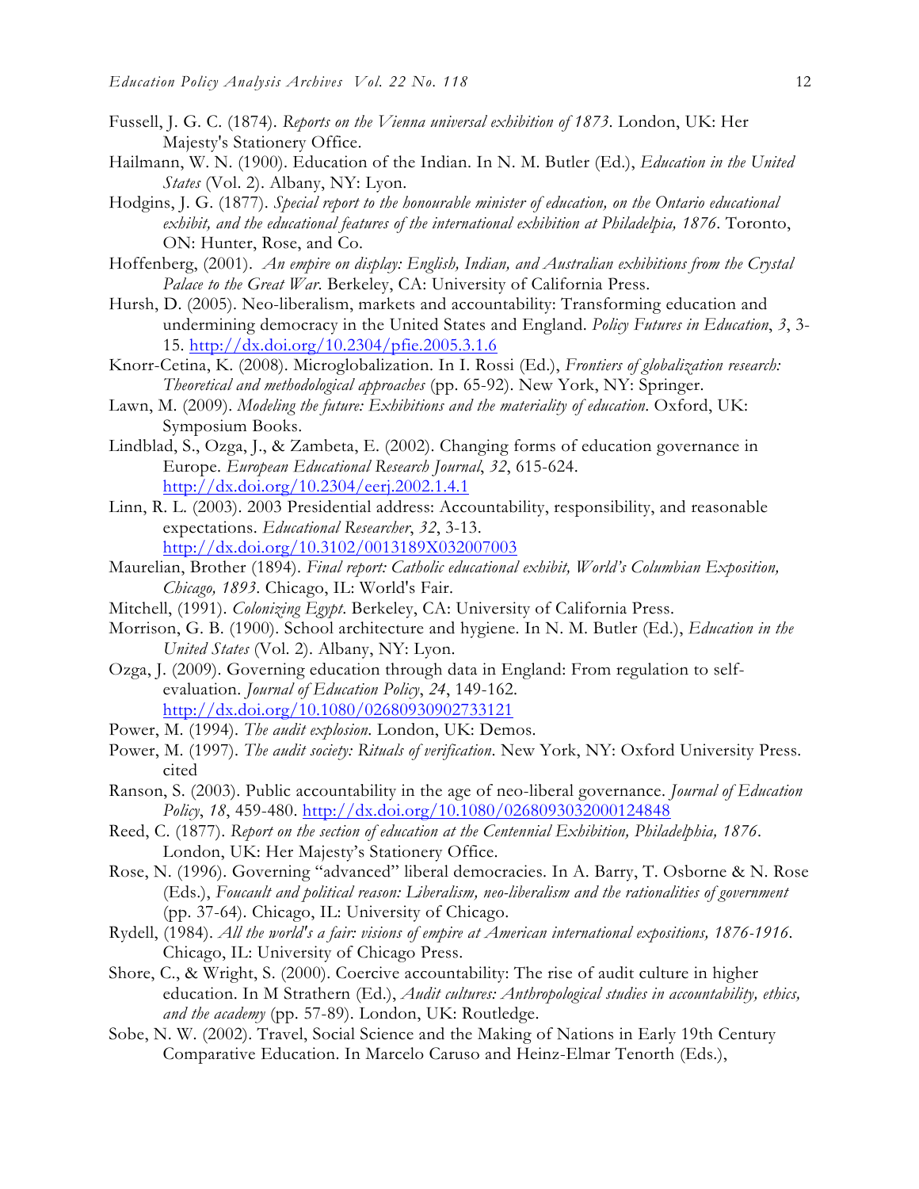Fussell, J. G. C. (1874). *Reports on the Vienna universal exhibition of 1873*. London, UK: Her Majesty's Stationery Office.

Hailmann, W. N. (1900). Education of the Indian. In N. M. Butler (Ed.), *Education in the United States* (Vol. 2). Albany, NY: Lyon.

Hodgins, J. G. (1877). *Special report to the honourable minister of education, on the Ontario educational exhibit, and the educational features of the international exhibition at Philadelphia, 1876*. Toronto, ON: Hunter, Rose, and Co.

Hoffenberg, (2001). *An empire on display: English, Indian, and Australian exhibitions from the Crystal Palace to the Great War*. Berkeley, CA: University of California Press.

Hursh, D. (2005). Neo-liberalism, markets and accountability: Transforming education and undermining democracy in the United States and England. *Policy Futures in Education*, *3*, 3-15. http://dx.doi.org/10.2304/pfie.2005.3.1.6

Knorr-Cetina, K. (2008). Microglobalization. In I. Rossi (Ed.), *Frontiers of globalization research: Theoretical and methodological approaches* (pp. 65-92). New York, NY: Springer.

Lawn, M. (2009). *Modeling the future: Exhibitions and the materiality of education*. Oxford, UK: Symposium Books.

Lindblad, S., Ozga, J., & Zambeta, E. (2002). Changing forms of education governance in Europe. *European Educational Research Journal*, *32*, 615-624. http://dx.doi.org/10.2304/eerj.2002.1.4.1

Linn, R. L. (2003). 2003 Presidential address: Accountability, responsibility, and reasonable expectations. *Educational Researcher*, *32*, 3-13. http://dx.doi.org/10.3102/0013189X032007003

Maurelian, Brother (1894). *Final report: Catholic educational exhibit, World's Columbian Exposition, Chicago, 1893*. Chicago, IL: World's Fair.

Mitchell, (1991). *Colonizing Egypt*. Berkeley, CA: University of California Press.

Morrison, G. B. (1900). School architecture and hygiene. In N. M. Butler (Ed.), *Education in the United States* (Vol. 2). Albany, NY: Lyon.

Ozga, J. (2009). Governing education through data in England: From regulation to self-evaluation. *Journal of Education Policy*, *24*, 149-162. http://dx.doi.org/10.1080/02680930902733121

Power, M. (1994). *The audit explosion*. London, UK: Demos.

Power, M. (1997). *The audit society: Rituals of verification*. New York, NY: Oxford University Press. cited

Ranson, S. (2003). Public accountability in the age of neo-liberal governance. *Journal of Education Policy*, *18*, 459-480. http://dx.doi.org/10.1080/0268093032000124848

Reed, C. (1877). *Report on the section of education at the Centennial Exhibition, Philadelphia, 1876*. London, UK: Her Majesty's Stationery Office.

Rose, N. (1996). Governing "advanced" liberal democracies. In A. Barry, T. Osborne & N. Rose (Eds.), *Foucault and political reason: Liberalism, neo-liberalism and the rationalities of government* (pp. 37-64). Chicago, IL: University of Chicago.

Rydell, (1984). *All the world's a fair: visions of empire at American international expositions, 1876-1916*. Chicago, IL: University of Chicago Press.

Shore, C., & Wright, S. (2000). Coercive accountability: The rise of audit culture in higher education. In M Strathern (Ed.), *Audit cultures: Anthropological studies in accountability, ethics, and the academy* (pp. 57-89). London, UK: Routledge.

Sobe, N. W. (2002). Travel, Social Science and the Making of Nations in Early 19th Century Comparative Education. In Marcelo Caruso and Heinz-Elmar Tenorth (Eds.),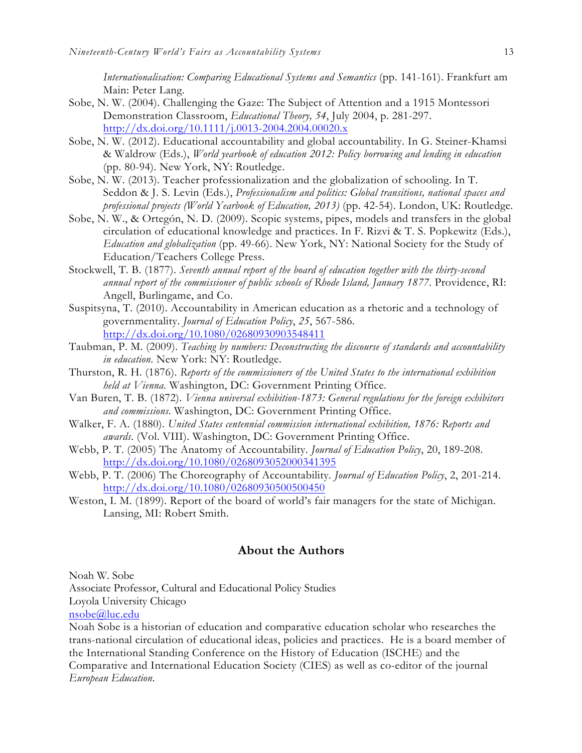*Internationalisation: Comparing Educational Systems and Semantics* (pp. 141-161). Frankfurt am Main: Peter Lang.

Sobe, N. W. (2004). Challenging the Gaze: The Subject of Attention and a 1915 Montessori Demonstration Classroom, *Educational Theory, 54*, July 2004, p. 281-297. http://dx.doi.org/10.1111/j.0013-2004.2004.00020.x

Sobe, N. W. (2012). Educational accountability and global accountability. In G. Steiner-Khamsi & Waldrow (Eds.), *World yearbook of education 2012: Policy borrowing and lending in education* (pp. 80-94). New York, NY: Routledge.

Sobe, N. W. (2013). Teacher professionalization and the globalization of schooling. In T. Seddon & J. S. Levin (Eds.), *Professionalism and politics: Global transitions, national spaces and professional projects (World Yearbook of Education, 2013)* (pp. 42-54). London, UK: Routledge.

Sobe, N. W., & Ortegón, N. D. (2009). Scopic systems, pipes, models and transfers in the global circulation of educational knowledge and practices. In F. Rizvi & T. S. Popkewitz (Eds.), *Education and globalization* (pp. 49-66). New York, NY: National Society for the Study of Education/Teachers College Press.

Stockwell, T. B. (1877). *Seventh annual report of the board of education together with the thirty-second annual report of the commissioner of public schools of Rhode Island, January 1877*. Providence, RI: Angell, Burlingame, and Co.

Suspitsyna, T. (2010). Accountability in American education as a rhetoric and a technology of governmentality. *Journal of Education Policy*, *25*, 567-586. http://dx.doi.org/10.1080/02680930903548411

Taubman, P. M. (2009). *Teaching by numbers: Deconstructing the discourse of standards and accountability in education*. New York: NY: Routledge.

Thurston, R. H. (1876). *Reports of the commissioners of the United States to the international exhibition held at Vienna*. Washington, DC: Government Printing Office.

Van Buren, T. B. (1872). *Vienna universal exhibition-1873: General regulations for the foreign exhibitors and commissions*. Washington, DC: Government Printing Office.

Walker, F. A. (1880). *United States centennial commission international exhibition, 1876: Reports and awards*. (Vol. VIII). Washington, DC: Government Printing Office.

Webb, P. T. (2005) The Anatomy of Accountability. *Journal of Education Policy*, 20, 189-208. http://dx.doi.org/10.1080/0268093052000341395

Webb, P. T. (2006) The Choreography of Accountability. *Journal of Education Policy*, 2, 201-214. http://dx.doi.org/10.1080/02680930500500450

Weston, I. M. (1899). Report of the board of world's fair managers for the state of Michigan. Lansing, MI: Robert Smith.

## About the Authors

Noah W. Sobe
Associate Professor, Cultural and Educational Policy Studies
Loyola University Chicago
nsobe@luc.edu

Noah Sobe is a historian of education and comparative education scholar who researches the trans-national circulation of educational ideas, policies and practices. He is a board member of the International Standing Conference on the History of Education (ISCHE) and the Comparative and International Education Society (CIES) as well as co-editor of the journal *European Education*.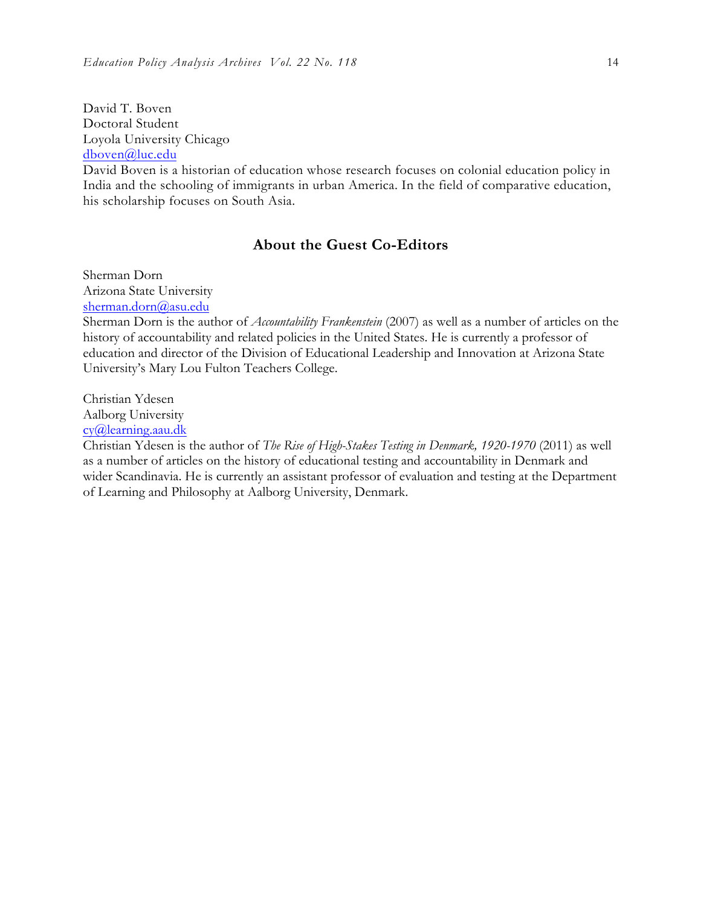David T. Boven
Doctoral Student
Loyola University Chicago
dboven@luc.edu
David Boven is a historian of education whose research focuses on colonial education policy in India and the schooling of immigrants in urban America. In the field of comparative education, his scholarship focuses on South Asia.

## About the Guest Co-Editors

Sherman Dorn
Arizona State University
sherman.dorn@asu.edu
Sherman Dorn is the author of *Accountability Frankenstein* (2007) as well as a number of articles on the history of accountability and related policies in the United States. He is currently a professor of education and director of the Division of Educational Leadership and Innovation at Arizona State University's Mary Lou Fulton Teachers College.

Christian Ydesen
Aalborg University
cy@learning.aau.dk
Christian Ydesen is the author of *The Rise of High-Stakes Testing in Denmark, 1920-1970* (2011) as well as a number of articles on the history of educational testing and accountability in Denmark and wider Scandinavia. He is currently an assistant professor of evaluation and testing at the Department of Learning and Philosophy at Aalborg University, Denmark.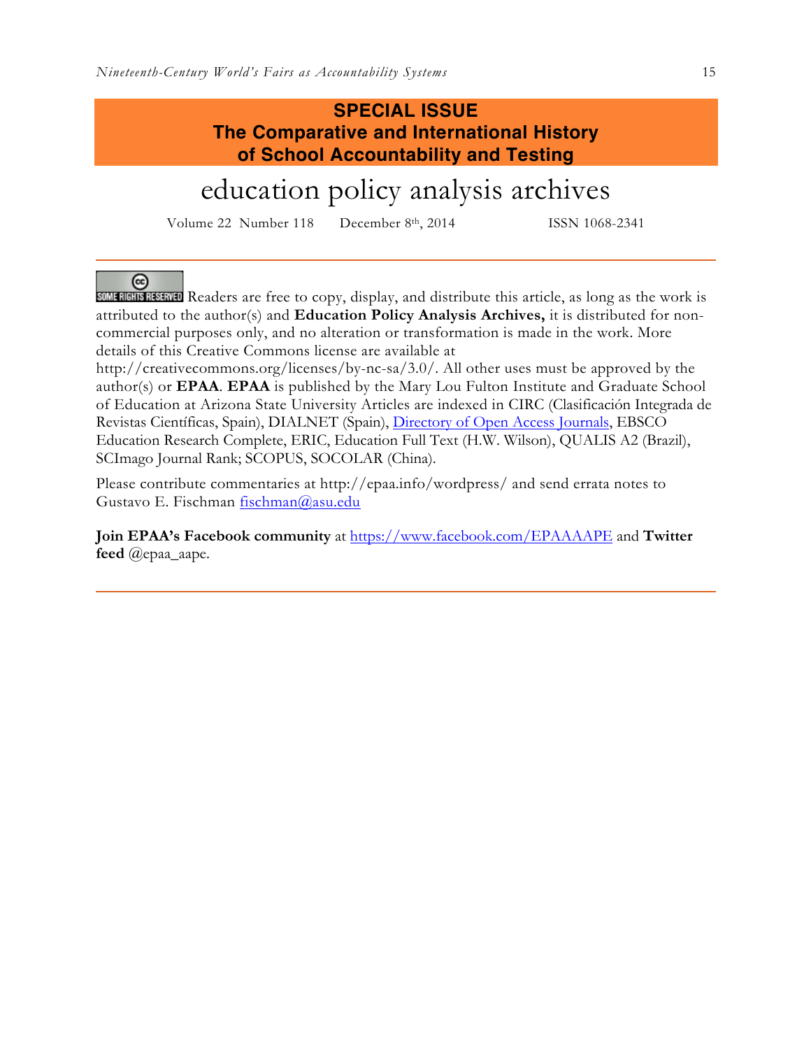**SPECIAL ISSUE**
**The Comparative and International History of School Accountability and Testing**

# education policy analysis archives

Volume 22 Number 118 December 8th, 2014 ISSN 1068-2341

---

SOME RIGHTS RESERVED Readers are free to copy, display, and distribute this article, as long as the work is attributed to the author(s) and **Education Policy Analysis Archives,** it is distributed for non-commercial purposes only, and no alteration or transformation is made in the work. More details of this Creative Commons license are available at http://creativecommons.org/licenses/by-nc-sa/3.0/. All other uses must be approved by the author(s) or **EPAA**. **EPAA** is published by the Mary Lou Fulton Institute and Graduate School of Education at Arizona State University Articles are indexed in CIRC (Clasificación Integrada de Revistas Científicas, Spain), DIALNET (Spain), Directory of Open Access Journals, EBSCO Education Research Complete, ERIC, Education Full Text (H.W. Wilson), QUALIS A2 (Brazil), SCImago Journal Rank; SCOPUS, SOCOLAR (China).

Please contribute commentaries at http://epaa.info/wordpress/ and send errata notes to Gustavo E. Fischman fischman@asu.edu

**Join EPAA's Facebook community** at https://www.facebook.com/EPAAAAPE and **Twitter feed** @epaa_aape.

---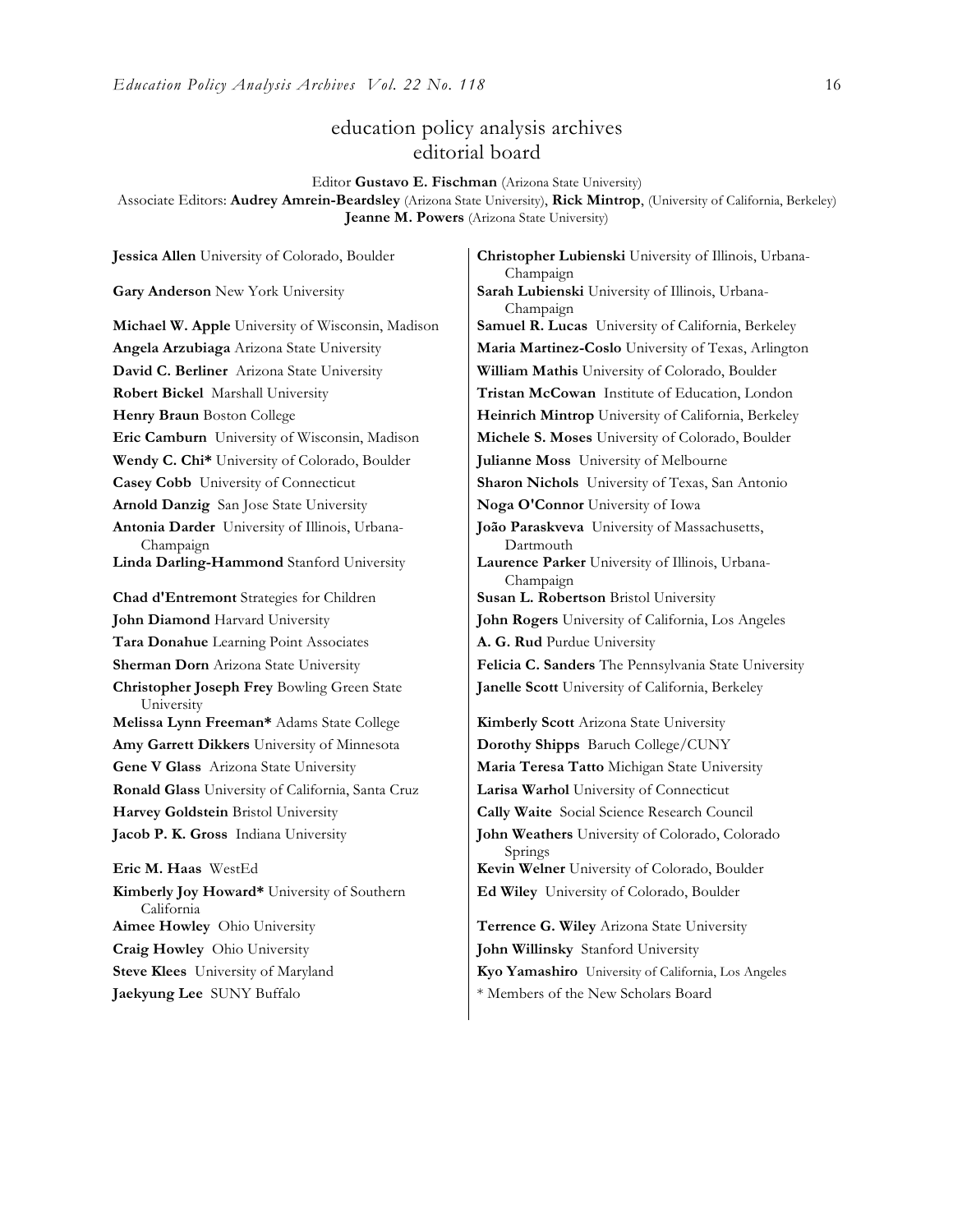# education policy analysis archives
## editorial board

Editor **Gustavo E. Fischman** (Arizona State University)
Associate Editors: **Audrey Amrein-Beardsley** (Arizona State University), **Rick Mintrop**, (University of California, Berkeley) **Jeanne M. Powers** (Arizona State University)

**Jessica Allen** University of Colorado, Boulder
**Gary Anderson** New York University
**Michael W. Apple** University of Wisconsin, Madison
**Angela Arzubiaga** Arizona State University
**David C. Berliner** Arizona State University
**Robert Bickel** Marshall University
**Henry Braun** Boston College
**Eric Camburn** University of Wisconsin, Madison
**Wendy C. Chi*** University of Colorado, Boulder
**Casey Cobb** University of Connecticut
**Arnold Danzig** San Jose State University
**Antonia Darder** University of Illinois, Urbana-Champaign
**Linda Darling-Hammond** Stanford University
**Chad d'Entremont** Strategies for Children
**John Diamond** Harvard University
**Tara Donahue** Learning Point Associates
**Sherman Dorn** Arizona State University
**Christopher Joseph Frey** Bowling Green State University
**Melissa Lynn Freeman*** Adams State College
**Amy Garrett Dikkers** University of Minnesota
**Gene V Glass** Arizona State University
**Ronald Glass** University of California, Santa Cruz
**Harvey Goldstein** Bristol University
**Jacob P. K. Gross** Indiana University
**Eric M. Haas** WestEd
**Kimberly Joy Howard*** University of Southern California
**Aimee Howley** Ohio University
**Craig Howley** Ohio University
**Steve Klees** University of Maryland
**Jaekyung Lee** SUNY Buffalo
**Christopher Lubienski** University of Illinois, Urbana-Champaign
**Sarah Lubienski** University of Illinois, Urbana-Champaign
**Samuel R. Lucas** University of California, Berkeley
**Maria Martinez-Coslo** University of Texas, Arlington
**William Mathis** University of Colorado, Boulder
**Tristan McCowan** Institute of Education, London
**Heinrich Mintrop** University of California, Berkeley
**Michele S. Moses** University of Colorado, Boulder
**Julianne Moss** University of Melbourne
**Sharon Nichols** University of Texas, San Antonio
**Noga O'Connor** University of Iowa
**João Paraskveva** University of Massachusetts, Dartmouth
**Laurence Parker** University of Illinois, Urbana-Champaign
**Susan L. Robertson** Bristol University
**John Rogers** University of California, Los Angeles
**A. G. Rud** Purdue University
**Felicia C. Sanders** The Pennsylvania State University
**Janelle Scott** University of California, Berkeley
**Kimberly Scott** Arizona State University
**Dorothy Shipps** Baruch College/CUNY
**Maria Teresa Tatto** Michigan State University
**Larisa Warhol** University of Connecticut
**Cally Waite** Social Science Research Council
**John Weathers** University of Colorado, Colorado Springs
**Kevin Welner** University of Colorado, Boulder
**Ed Wiley** University of Colorado, Boulder
**Terrence G. Wiley** Arizona State University
**John Willinsky** Stanford University
**Kyo Yamashiro** University of California, Los Angeles

* Members of the New Scholars Board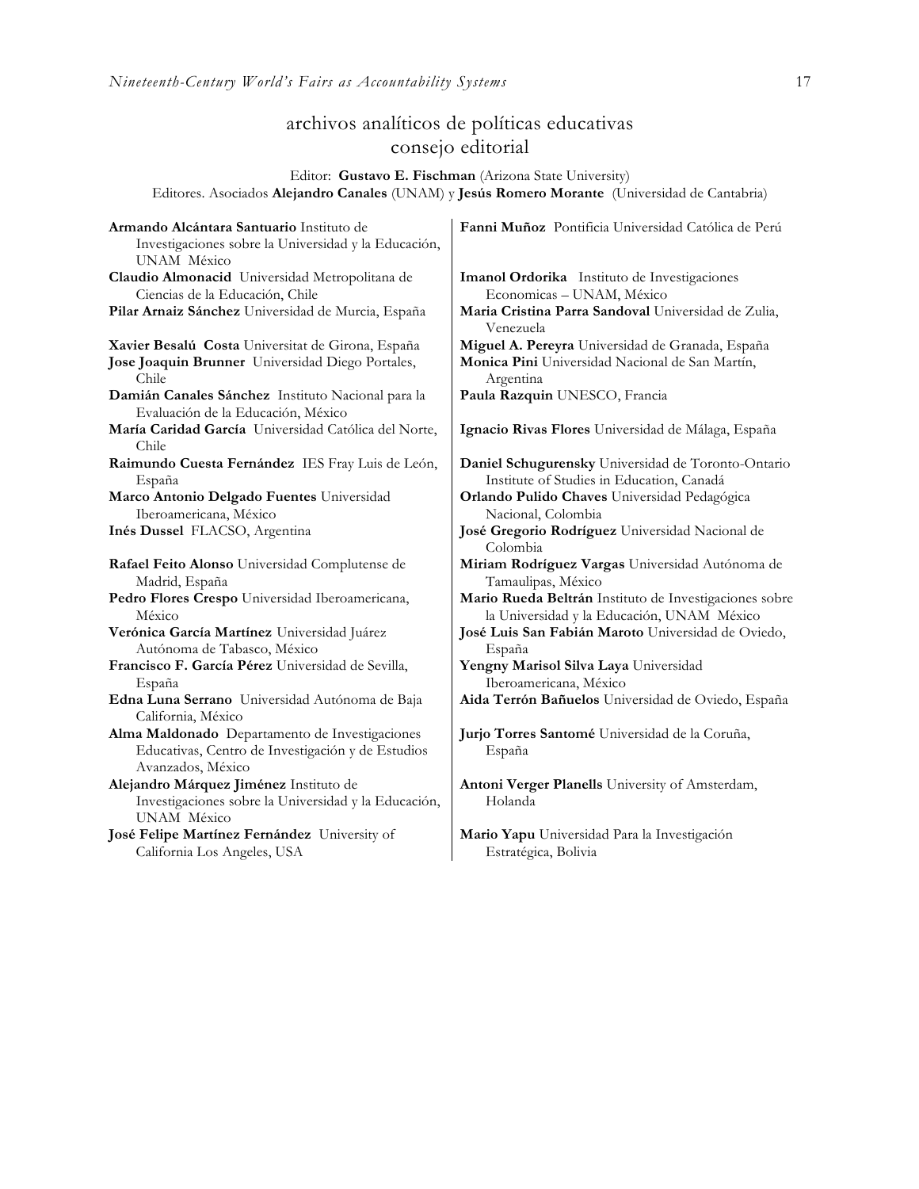# archivos analíticos de políticas educativas
## consejo editorial

Editor: **Gustavo E. Fischman** (Arizona State University)
Editores. Asociados **Alejandro Canales** (UNAM) y **Jesús Romero Morante** (Universidad de Cantabria)

**Armando Alcántara Santuario** Instituto de Investigaciones sobre la Universidad y la Educación, UNAM México

**Claudio Almonacid** Universidad Metropolitana de Ciencias de la Educación, Chile

**Pilar Arnaiz Sánchez** Universidad de Murcia, España

**Xavier Besalú Costa** Universitat de Girona, España

**Jose Joaquin Brunner** Universidad Diego Portales, Chile

**Damián Canales Sánchez** Instituto Nacional para la Evaluación de la Educación, México

**María Caridad García** Universidad Católica del Norte, Chile

**Raimundo Cuesta Fernández** IES Fray Luis de León, España

**Marco Antonio Delgado Fuentes** Universidad Iberoamericana, México

**Inés Dussel** FLACSO, Argentina

**Rafael Feito Alonso** Universidad Complutense de Madrid, España

**Pedro Flores Crespo** Universidad Iberoamericana, México

**Verónica García Martínez** Universidad Juárez Autónoma de Tabasco, México

**Francisco F. García Pérez** Universidad de Sevilla, España

**Edna Luna Serrano** Universidad Autónoma de Baja California, México

**Alma Maldonado** Departamento de Investigaciones Educativas, Centro de Investigación y de Estudios Avanzados, México

**Alejandro Márquez Jiménez** Instituto de Investigaciones sobre la Universidad y la Educación, UNAM México

**José Felipe Martínez Fernández** University of California Los Angeles, USA

**Fanni Muñoz** Pontificia Universidad Católica de Perú

**Imanol Ordorika** Instituto de Investigaciones Economicas – UNAM, México

**Maria Cristina Parra Sandoval** Universidad de Zulia, Venezuela

**Miguel A. Pereyra** Universidad de Granada, España

**Monica Pini** Universidad Nacional de San Martín, Argentina

**Paula Razquin** UNESCO, Francia

**Ignacio Rivas Flores** Universidad de Málaga, España

**Daniel Schugurensky** Universidad de Toronto-Ontario Institute of Studies in Education, Canadá

**Orlando Pulido Chaves** Universidad Pedagógica Nacional, Colombia

**José Gregorio Rodríguez** Universidad Nacional de Colombia

**Miriam Rodríguez Vargas** Universidad Autónoma de Tamaulipas, México

**Mario Rueda Beltrán** Instituto de Investigaciones sobre la Universidad y la Educación, UNAM México

**José Luis San Fabián Maroto** Universidad de Oviedo, España

**Yengny Marisol Silva Laya** Universidad Iberoamericana, México

**Aida Terrón Bañuelos** Universidad de Oviedo, España

**Jurjo Torres Santomé** Universidad de la Coruña, España

**Antoni Verger Planells** University of Amsterdam, Holanda

**Mario Yapu** Universidad Para la Investigación Estratégica, Bolivia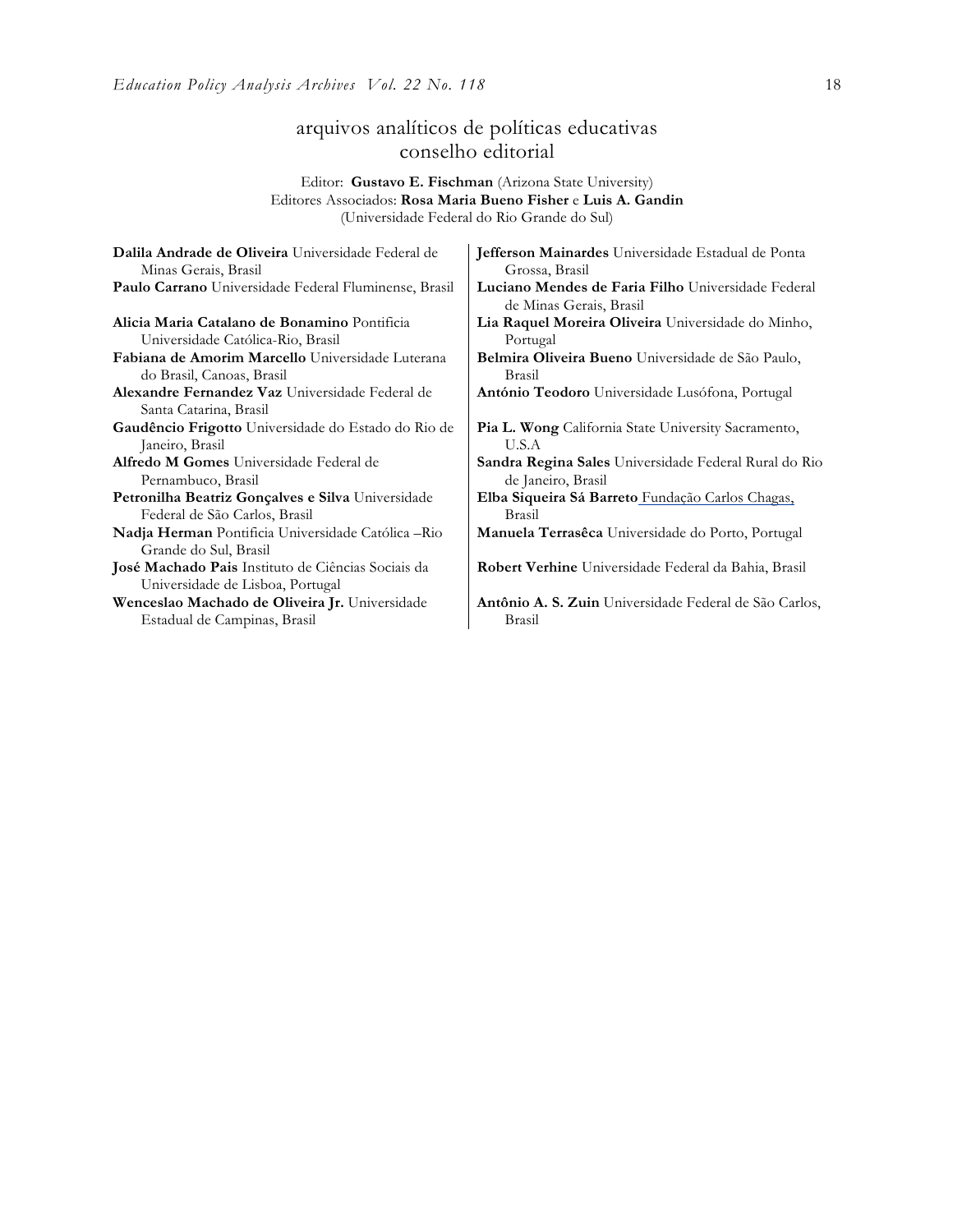# arquivos analíticos de políticas educativas
## conselho editorial

Editor: **Gustavo E. Fischman** (Arizona State University)
Editores Associados: **Rosa Maria Bueno Fisher** e **Luis A. Gandin**
(Universidade Federal do Rio Grande do Sul)

**Dalila Andrade de Oliveira** Universidade Federal de Minas Gerais, Brasil

**Paulo Carrano** Universidade Federal Fluminense, Brasil

**Alicia Maria Catalano de Bonamino** Pontificia Universidade Católica-Rio, Brasil

**Fabiana de Amorim Marcello** Universidade Luterana do Brasil, Canoas, Brasil

**Alexandre Fernandez Vaz** Universidade Federal de Santa Catarina, Brasil

**Gaudêncio Frigotto** Universidade do Estado do Rio de Janeiro, Brasil

**Alfredo M Gomes** Universidade Federal de Pernambuco, Brasil

**Petronilha Beatriz Gonçalves e Silva** Universidade Federal de São Carlos, Brasil

**Nadja Herman** Pontificia Universidade Católica –Rio Grande do Sul, Brasil

**José Machado Pais** Instituto de Ciências Sociais da Universidade de Lisboa, Portugal

**Wenceslao Machado de Oliveira Jr.** Universidade Estadual de Campinas, Brasil

**Jefferson Mainardes** Universidade Estadual de Ponta Grossa, Brasil

**Luciano Mendes de Faria Filho** Universidade Federal de Minas Gerais, Brasil

**Lia Raquel Moreira Oliveira** Universidade do Minho, Portugal

**Belmira Oliveira Bueno** Universidade de São Paulo, Brasil

**António Teodoro** Universidade Lusófona, Portugal

**Pia L. Wong** California State University Sacramento, U.S.A

**Sandra Regina Sales** Universidade Federal Rural do Rio de Janeiro, Brasil

**Elba Siqueira Sá Barreto** Fundação Carlos Chagas, Brasil

**Manuela Terrasêca** Universidade do Porto, Portugal

**Robert Verhine** Universidade Federal da Bahia, Brasil

**Antônio A. S. Zuin** Universidade Federal de São Carlos, Brasil